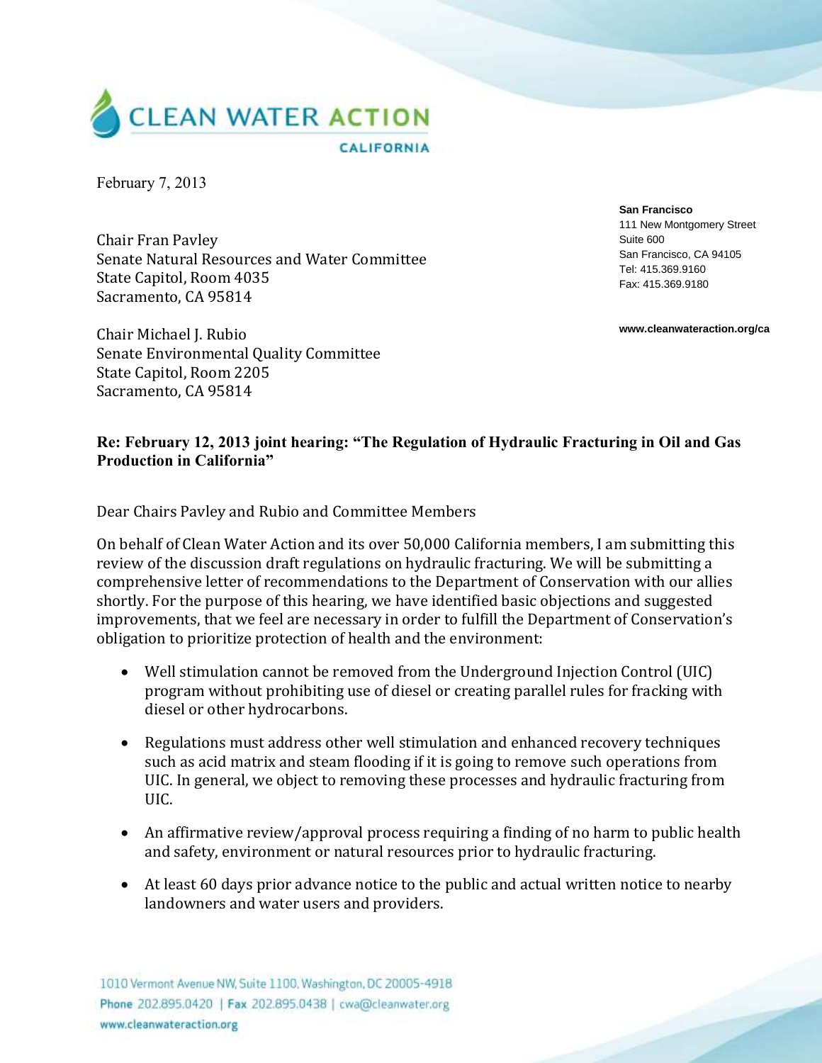**CLEAN WATER ACTION**

**CALIFORNIA**

February 7, 2013

**San Francisco**
111 New Montgomery Street
Suite 600
San Francisco, CA 94105
Tel: 415.369.9160
Fax: 415.369.9180

**www.cleanwateraction.org/ca**

Chair Fran Pavley
Senate Natural Resources and Water Committee
State Capitol, Room 4035
Sacramento, CA 95814

Chair Michael J. Rubio
Senate Environmental Quality Committee
State Capitol, Room 2205
Sacramento, CA 95814

**Re: February 12, 2013 joint hearing: "The Regulation of Hydraulic Fracturing in Oil and Gas Production in California"**

Dear Chairs Pavley and Rubio and Committee Members

On behalf of Clean Water Action and its over 50,000 California members, I am submitting this review of the discussion draft regulations on hydraulic fracturing. We will be submitting a comprehensive letter of recommendations to the Department of Conservation with our allies shortly. For the purpose of this hearing, we have identified basic objections and suggested improvements, that we feel are necessary in order to fulfill the Department of Conservation's obligation to prioritize protection of health and the environment:

- Well stimulation cannot be removed from the Underground Injection Control (UIC) program without prohibiting use of diesel or creating parallel rules for fracking with diesel or other hydrocarbons.
- Regulations must address other well stimulation and enhanced recovery techniques such as acid matrix and steam flooding if it is going to remove such operations from UIC. In general, we object to removing these processes and hydraulic fracturing from UIC.
- An affirmative review/approval process requiring a finding of no harm to public health and safety, environment or natural resources prior to hydraulic fracturing.
- At least 60 days prior advance notice to the public and actual written notice to nearby landowners and water users and providers.

1010 Vermont Avenue NW, Suite 1100, Washington, DC 20005-4918
**Phone** 202.895.0420 | **Fax** 202.895.0438 | cwa@cleanwater.org
**www.cleanwateraction.org**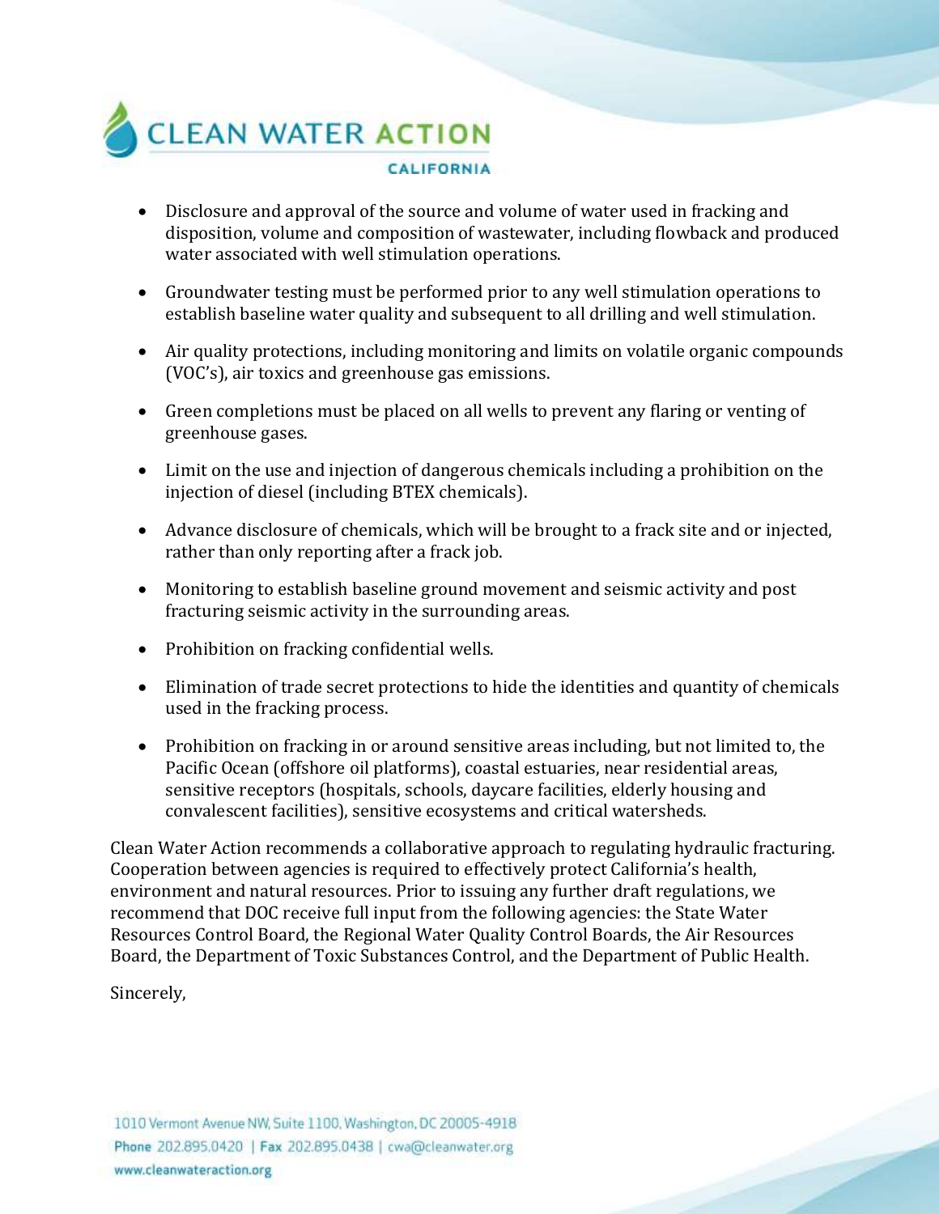- Disclosure and approval of the source and volume of water used in fracking and disposition, volume and composition of wastewater, including flowback and produced water associated with well stimulation operations.
- Groundwater testing must be performed prior to any well stimulation operations to establish baseline water quality and subsequent to all drilling and well stimulation.
- Air quality protections, including monitoring and limits on volatile organic compounds (VOC's), air toxics and greenhouse gas emissions.
- Green completions must be placed on all wells to prevent any flaring or venting of greenhouse gases.
- Limit on the use and injection of dangerous chemicals including a prohibition on the injection of diesel (including BTEX chemicals).
- Advance disclosure of chemicals, which will be brought to a frack site and or injected, rather than only reporting after a frack job.
- Monitoring to establish baseline ground movement and seismic activity and post fracturing seismic activity in the surrounding areas.
- Prohibition on fracking confidential wells.
- Elimination of trade secret protections to hide the identities and quantity of chemicals used in the fracking process.
- Prohibition on fracking in or around sensitive areas including, but not limited to, the Pacific Ocean (offshore oil platforms), coastal estuaries, near residential areas, sensitive receptors (hospitals, schools, daycare facilities, elderly housing and convalescent facilities), sensitive ecosystems and critical watersheds.

Clean Water Action recommends a collaborative approach to regulating hydraulic fracturing. Cooperation between agencies is required to effectively protect California's health, environment and natural resources. Prior to issuing any further draft regulations, we recommend that DOC receive full input from the following agencies: the State Water Resources Control Board, the Regional Water Quality Control Boards, the Air Resources Board, the Department of Toxic Substances Control, and the Department of Public Health.

Sincerely,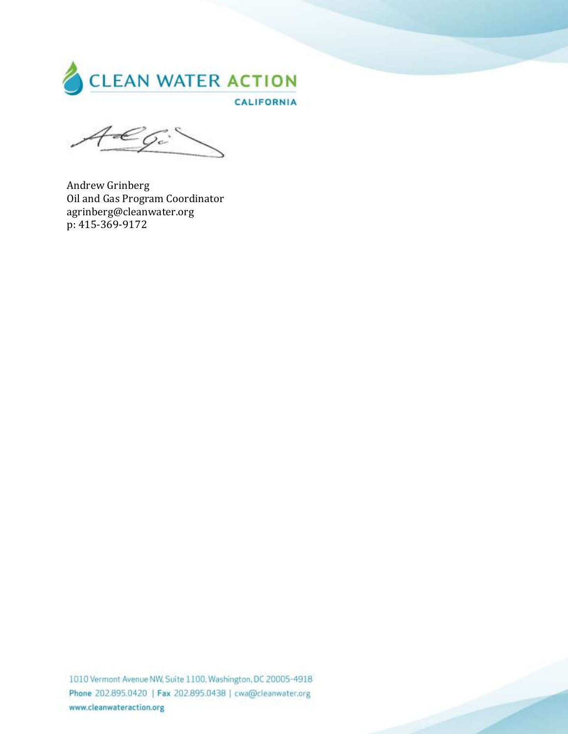Andrew Grinberg
Oil and Gas Program Coordinator
agrinberg@cleanwater.org
p: 415-369-9172